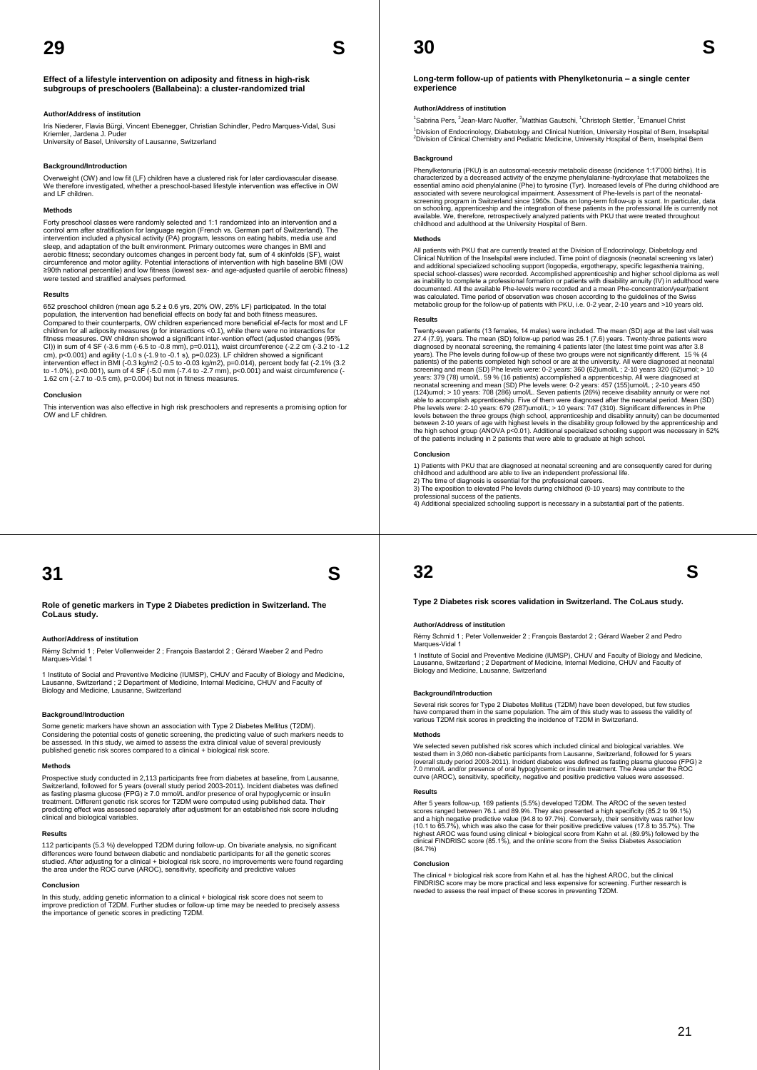## 29 S

### Effect of a lifestyle intervention on adiposity and fitness in high-risk subgroups of preschoolers (Ballabeina): a cluster-randomized trial

#### Author/Address of institution

Iris Niederer, Flavia Bürgi, Vincent Ebenegger, Christian Schindler, Pedro Marques-Vidal, Susi Kriemler, Jardena J. Puder
University of Basel, University of Lausanne, Switzerland

#### Background/Introduction

Overweight (OW) and low fit (LF) children have a clustered risk for later cardiovascular disease. We therefore investigated, whether a preschool-based lifestyle intervention was effective in OW and LF children.

#### Methods

Forty preschool classes were randomly selected and 1:1 randomized into an intervention and a control arm after stratification for language region (French vs. German part of Switzerland). The intervention included a physical activity (PA) program, lessons on eating habits, media use and sleep, and adaptation of the built environment. Primary outcomes were changes in BMI and aerobic fitness; secondary outcomes changes in percent body fat, sum of 4 skinfolds (SF), waist circumference and motor agility. Potential interactions of intervention with high baseline BMI (OW ≥90th national percentile) and low fitness (lowest sex- and age-adjusted quartile of aerobic fitness) were tested and stratified analyses performed.

#### Results

652 preschool children (mean age 5.2 ± 0.6 yrs, 20% OW, 25% LF) participated. In the total population, the intervention had beneficial effects on body fat and both fitness measures. Compared to their counterparts, OW children experienced more beneficial ef-fects for most and LF children for all adiposity measures (p for interactions <0.1), while there were no interactions for fitness measures. OW children showed a significant inter-vention effect (adjusted changes (95% CI)) in sum of 4 SF (-3.6 mm (-6.5 to -0.8 mm), p=0.011), waist circumference (-2.2 cm (-3.2 to -1.2 cm), p<0.001) and agility (-1.0 s (-1.9 to -0.1 s), p=0.023). LF children showed a significant intervention effect in BMI (-0.3 kg/m2 (-0.5 to -0.03 kg/m2), p=0.014), percent body fat (-2.1% (3.2 to -1.0%), p<0.001), sum of 4 SF (-5.0 mm (-7.4 to -2.7 mm), p<0.001) and waist circumference (-1.62 cm (-2.7 to -0.5 cm), p=0.004) but not in fitness measures.

#### Conclusion

This intervention was also effective in high risk preschoolers and represents a promising option for OW and LF children.

## 30 S

### Long-term follow-up of patients with Phenylketonuria – a single center experience

#### Author/Address of institution

[1]Sabrina Pers, [2]Jean-Marc Nuoffer, [2]Matthias Gautschi, [1]Christoph Stettler, [1]Emanuel Christ

[1]Division of Endocrinology, Diabetology and Clinical Nutrition, University Hospital of Bern, Inselspital
[2]Division of Clinical Chemistry and Pediatric Medicine, University Hospital of Bern, Inselspital Bern

#### Background

Phenylketonuria (PKU) is an autosomal-recessiv metabolic disease (incidence 1:17'000 births). It is characterized by a decreased activity of the enzyme phenylalanine-hydroxylase that metabolizes the essential amino acid phenylalanine (Phe) to tyrosine (Tyr). Increased levels of Phe during childhood are associated with severe neurological impairment. Assessment of Phe-levels is part of the neonatal-screening program in Switzerland since 1960s. Data on long-term follow-up is scant. In particular, data on schooling, apprenticeship and the integration of these patients in the professional life is currently not available. We, therefore, retrospectively analyzed patients with PKU that were treated throughout childhood and adulthood at the University Hospital of Bern.

#### Methods

All patients with PKU that are currently treated at the Division of Endocrinology, Diabetology and Clinical Nutrition of the Inselspital were included. Time point of diagnosis (neonatal screening vs later) and additional specialized schooling support (logopedia, ergotherapy, specific legasthenia training, special school-classes) were recorded. Accomplished apprenticeship and higher school diploma as well as inability to complete a professional formation or patients with disability annuity (IV) in adulthood were documented. All the available Phe-levels were recorded and a mean Phe-concentration/year/patient was calculated. Time period of observation was chosen according to the guidelines of the Swiss metabolic group for the follow-up of patients with PKU, i.e. 0-2 year, 2-10 years and >10 years old.

#### Results

Twenty-seven patients (13 females, 14 males) were included. The mean (SD) age at the last visit was 27.4 (7.9). years. The mean (SD) follow-up period was 25.1 (7.6) years. Twenty-three patients were diagnosed by neonatal screening, the remaining 4 patients later (the latest time point was after 3.8 years). The Phe levels during follow-up of these two groups were not significantly different. 15 % (4 patients) of the patients completed high school or are at the university. All were diagnosed at neonatal screening and mean (SD) Phe levels were: 0-2 years: 360 (62)umol/L ; 2-10 years 320 (62)umol; > 10 years: 379 (78) umol/L. 59 % (16 patients) accomplished a apprenticeship. All were diagnosed at neonatal screening and mean (SD) Phe levels were: 0-2 years: 457 (155)umol/L ; 2-10 years 450 (124)umol; > 10 years: 708 (286) umol/L. Seven patients (26%) receive disability annuity or were not able to accomplish apprenticeship. Five of them were diagnosed after the neonatal period. Mean (SD) Phe levels were: 2-10 years: 679 (287)umol/L; > 10 years: 747 (310). Significant differences in Phe levels between the three groups (high school, apprenticeship and disability annuity) can be documented between 2-10 years of age with highest levels in the disability group followed by the apprenticeship and the high school group (ANOVA p<0.01). Additional specialized schooling support was necessary in 52% of the patients including in 2 patients that were able to graduate at high school.

#### Conclusion

1) Patients with PKU that are diagnosed at neonatal screening and are consequently cared for during childhood and adulthood are able to live an independent professional life.
2) The time of diagnosis is essential for the professional careers.
3) The exposition to elevated Phe levels during childhood (0-10 years) may contribute to the professional success of the patients.
4) Additional specialized schooling support is necessary in a substantial part of the patients.

## 31 S

### Role of genetic markers in Type 2 Diabetes prediction in Switzerland. The CoLaus study.

#### Author/Address of institution

Rémy Schmid 1 ; Peter Vollenweider 2 ; François Bastardot 2 ; Gérard Waeber 2 and Pedro Marques-Vidal 1

1 Institute of Social and Preventive Medicine (IUMSP), CHUV and Faculty of Biology and Medicine, Lausanne, Switzerland ; 2 Department of Medicine, Internal Medicine, CHUV and Faculty of Biology and Medicine, Lausanne, Switzerland

#### Background/Introduction

Some genetic markers have shown an association with Type 2 Diabetes Mellitus (T2DM). Considering the potential costs of genetic screening, the predicting value of such markers needs to be assessed. In this study, we aimed to assess the extra clinical value of several previously published genetic risk scores compared to a clinical + biological risk score.

#### Methods

Prospective study conducted in 2,113 participants free from diabetes at baseline, from Lausanne, Switzerland, followed for 5 years (overall study period 2003-2011). Incident diabetes was defined as fasting plasma glucose (FPG) ≥ 7.0 mmol/L and/or presence of oral hypoglycemic or insulin treatment. Different genetic risk scores for T2DM were computed using published data. Their predicting effect was assessed separately after adjustment for an established risk score including clinical and biological variables.

#### Results

112 participants (5.3 %) developped T2DM during follow-up. On bivariate analysis, no significant differences were found between diabetic and nondiabetic participants for all the genetic scores studied. After adjusting for a clinical + biological risk score, no improvements were found regarding the area under the ROC curve (AROC), sensitivity, specificity and predictive values

#### Conclusion

In this study, adding genetic information to a clinical + biological risk score does not seem to improve prediction of T2DM. Further studies or follow-up time may be needed to precisely assess the importance of genetic scores in predicting T2DM.

## 32 S

### Type 2 Diabetes risk scores validation in Switzerland. The CoLaus study.

#### Author/Address of institution

Rémy Schmid 1 ; Peter Vollenweider 2 ; François Bastardot 2 ; Gérard Waeber 2 and Pedro Marques-Vidal 1

1 Institute of Social and Preventive Medicine (IUMSP), CHUV and Faculty of Biology and Medicine, Lausanne, Switzerland ; 2 Department of Medicine, Internal Medicine, CHUV and Faculty of Biology and Medicine, Lausanne, Switzerland

#### Background/Introduction

Several risk scores for Type 2 Diabetes Mellitus (T2DM) have been developed, but few studies have compared them in the same population. The aim of this study was to assess the validity of various T2DM risk scores in predicting the incidence of T2DM in Switzerland.

#### Methods

We selected seven published risk scores which included clinical and biological variables. We tested them in 3,060 non-diabetic participants from Lausanne, Switzerland, followed for 5 years (overall study period 2003-2011). Incident diabetes was defined as fasting glucose (FPG) ≥ 7.0 mmol/L and/or presence of oral hypoglycemic or insulin treatment. The Area under the ROC curve (AROC), sensitivity, specificity, negative and positive predictive values were assessed.

#### Results

After 5 years follow-up, 169 patients (5.5%) developed T2DM. The AROC of the seven tested scores ranged between 76.1 and 89.9%. They also presented a high specificity (85.2 to 99.1%) and a high negative predictive value (94.8 to 97.7%). Conversely, their sensitivity was rather low (10.1 to 65.7%), which was also the case for their positive predictive values (17.8 to 35.7%). The highest AROC was found using clinical + biological score from Kahn et al. (89.9%) followed by the clinical FINDRISC score (85.1%), and the online score from the Swiss Diabetes Association (84.7%)

#### Conclusion

The clinical + biological risk score from Kahn et al. has the highest AROC, but the clinical FINDRISC score may be more practical and less expensive for screening. Further research is needed to assess the real impact of these scores in preventing T2DM.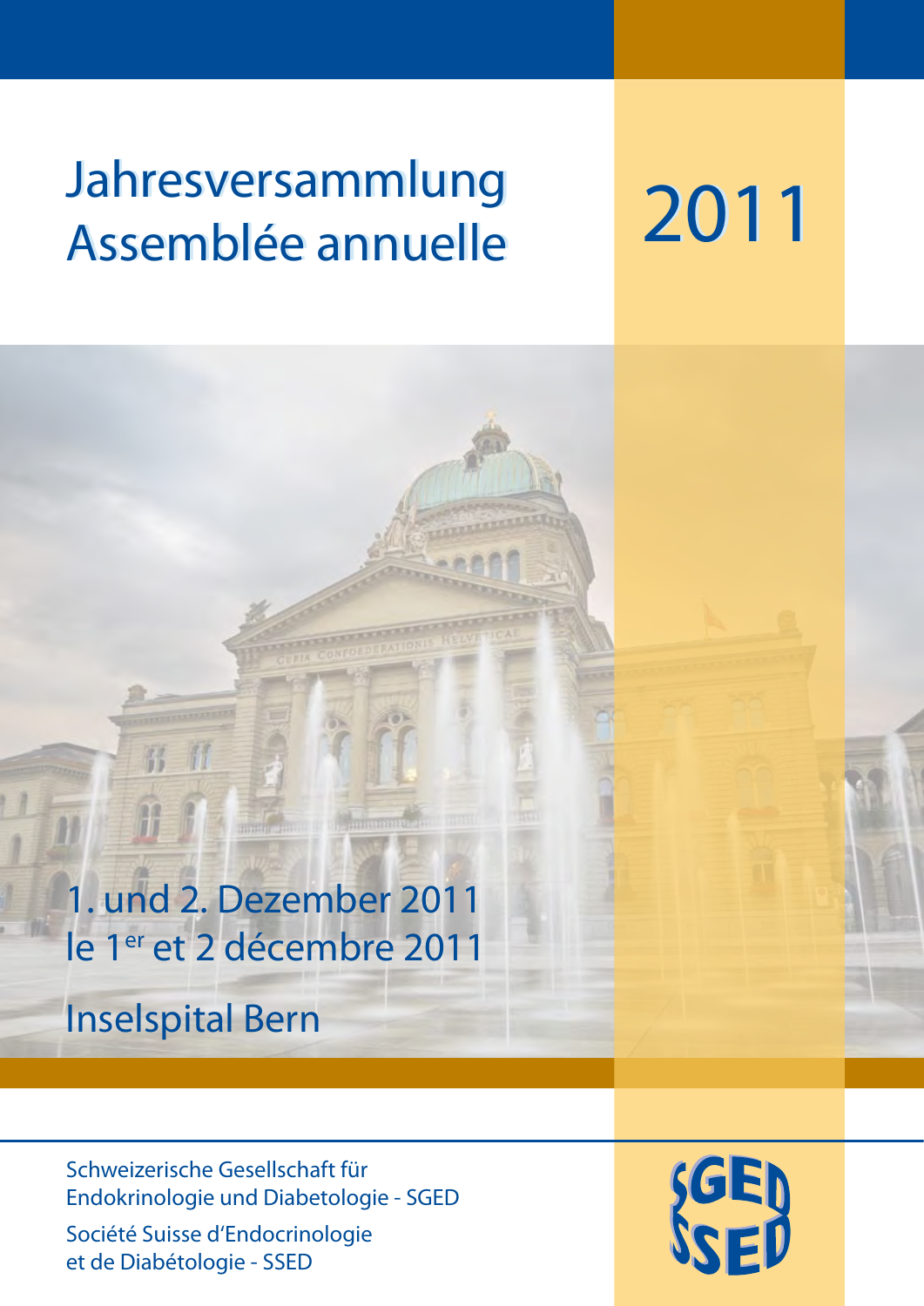# Jahresversammlung
# Assemblée annuelle

# 2011

1. und 2. Dezember 2011
le 1er et 2 décembre 2011

Inselspital Bern

Schweizerische Gesellschaft für Endokrinologie und Diabetologie - SGED

Société Suisse d'Endocrinologie et de Diabétologie - SSED

SGED
SSED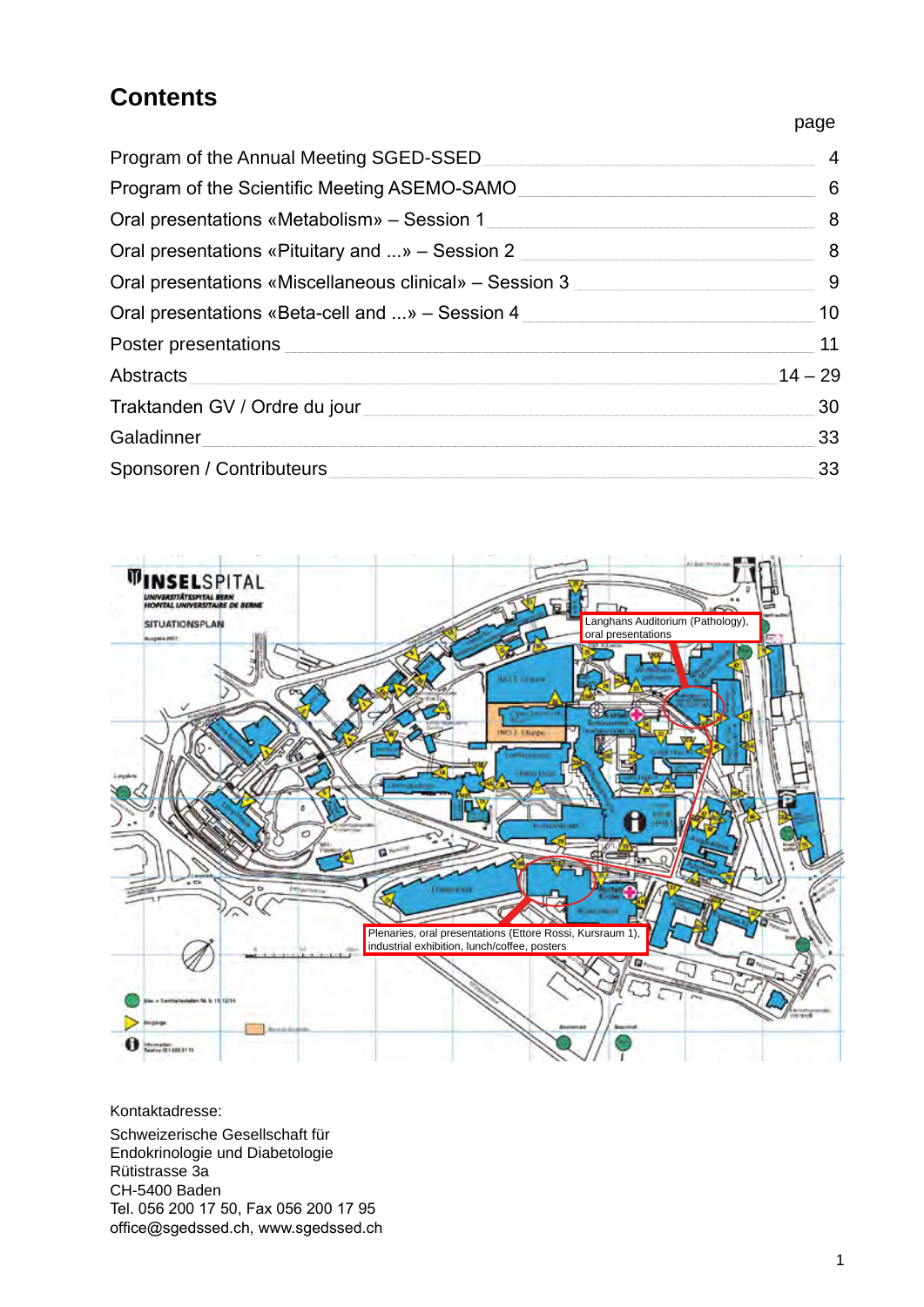# Contents

| | page |
|---|---|
| Program of the Annual Meeting SGED-SSED | 4 |
| Program of the Scientific Meeting ASEMO-SAMO | 6 |
| Oral presentations «Metabolism» – Session 1 | 8 |
| Oral presentations «Pituitary and ...» – Session 2 | 8 |
| Oral presentations «Miscellaneous clinical» – Session 3 | 9 |
| Oral presentations «Beta-cell and ...» – Session 4 | 10 |
| Poster presentations | 11 |
| Abstracts | 14 – 29 |
| Traktanden GV / Ordre du jour | 30 |
| Galadinner | 33 |
| Sponsoren / Contributeurs | 33 |

INSELSPITAL
UNIVERSITÄTSSPITAL BERN
HOPITAL UNIVERSITAIRE DE BERNE
SITUATIONSPLAN

Langhans Auditorium (Pathology), oral presentations

Plenaries, oral presentations (Ettore Rossi, Kursraum 1), industrial exhibition, lunch/coffee, posters

Kontaktadresse:

Schweizerische Gesellschaft für
Endokrinologie und Diabetologie
Rütistrasse 3a
CH-5400 Baden
Tel. 056 200 17 50, Fax 056 200 17 95
office@sgedssed.ch, www.sgedssed.ch